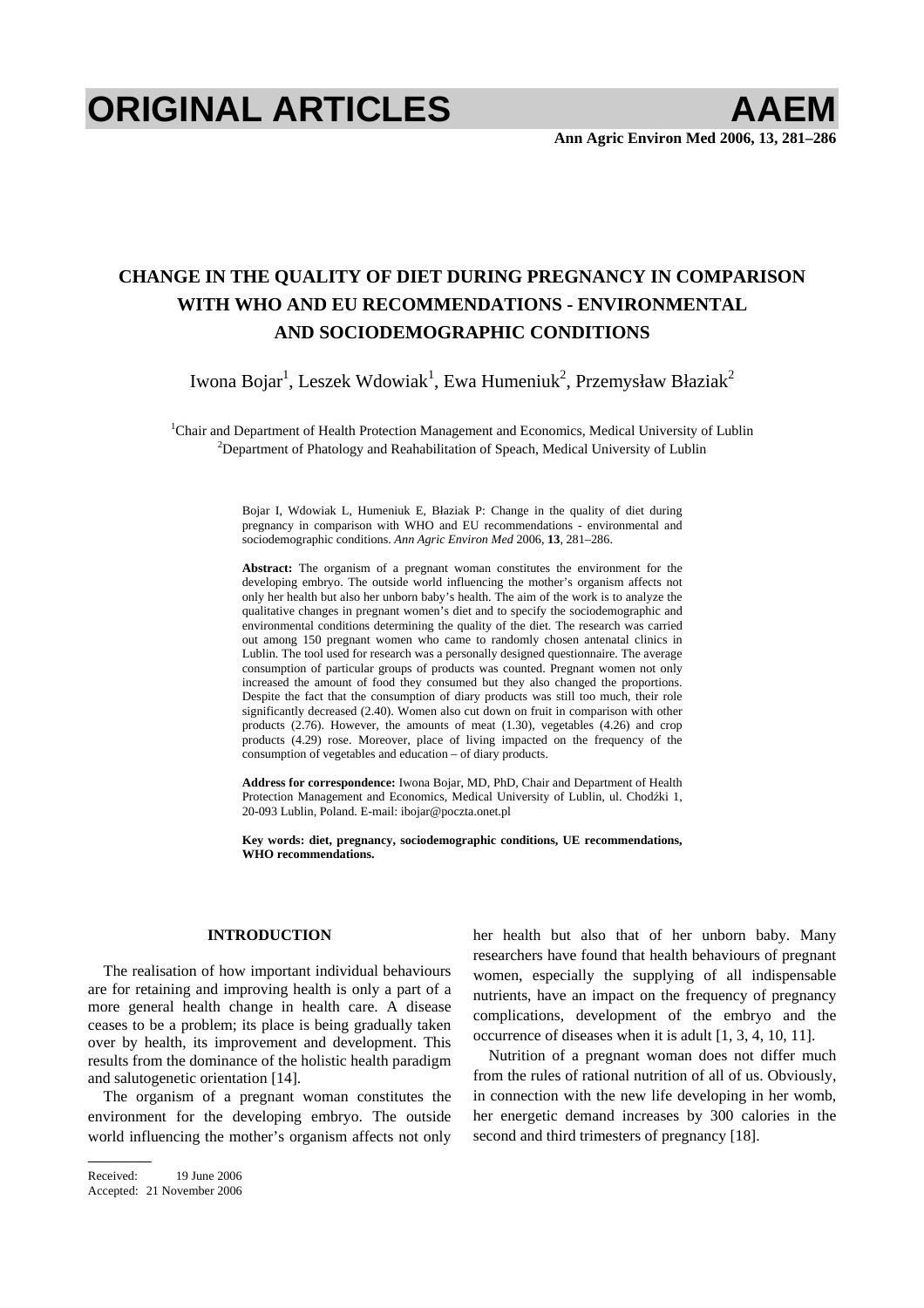# ORIGINAL ARTICLES

# CHANGE IN THE QUALITY OF DIET DURING PREGNANCY IN COMPARISON WITH WHO AND EU RECOMMENDATIONS - ENVIRONMENTAL AND SOCIODEMOGRAPHIC CONDITIONS

Iwona Bojar[1], Leszek Wdowiak[1], Ewa Humeniuk[2], Przemysław Błaziak[2]

[1]Chair and Department of Health Protection Management and Economics, Medical University of Lublin
[2]Department of Phatology and Reahabilitation of Speach, Medical University of Lublin

Bojar I, Wdowiak L, Humeniuk E, Błaziak P: Change in the quality of diet during pregnancy in comparison with WHO and EU recommendations - environmental and sociodemographic conditions. *Ann Agric Environ Med* 2006, **13**, 281–286.

**Abstract:** The organism of a pregnant woman constitutes the environment for the developing embryo. The outside world influencing the mother's organism affects not only her health but also her unborn baby's health. The aim of the work is to analyze the qualitative changes in pregnant women's diet and to specify the sociodemographic and environmental conditions determining the quality of the diet. The research was carried out among 150 pregnant women who came to randomly chosen antenatal clinics in Lublin. The tool used for research was a personally designed questionnaire. The average consumption of particular groups of products was counted. Pregnant women not only increased the amount of food they consumed but they also changed the proportions. Despite the fact that the consumption of diary products was still too much, their role significantly decreased (2.40). Women also cut down on fruit in comparison with other products (2.76). However, the amounts of meat (1.30), vegetables (4.26) and crop products (4.29) rose. Moreover, place of living impacted on the frequency of the consumption of vegetables and education – of diary products.

**Address for correspondence:** Iwona Bojar, MD, PhD, Chair and Department of Health Protection Management and Economics, Medical University of Lublin, ul. Chodźki 1, 20-093 Lublin, Poland. E-mail: ibojar@poczta.onet.pl

**Key words: diet, pregnancy, sociodemographic conditions, UE recommendations, WHO recommendations.**

## INTRODUCTION

The realisation of how important individual behaviours are for retaining and improving health is only a part of a more general health change in health care. A disease ceases to be a problem; its place is being gradually taken over by health, its improvement and development. This results from the dominance of the holistic health paradigm and salutogenetic orientation [14].

The organism of a pregnant woman constitutes the environment for the developing embryo. The outside world influencing the mother's organism affects not only her health but also that of her unborn baby. Many researchers have found that health behaviours of pregnant women, especially the supplying of all indispensable nutrients, have an impact on the frequency of pregnancy complications, development of the embryo and the occurrence of diseases when it is adult [1, 3, 4, 10, 11].

Nutrition of a pregnant woman does not differ much from the rules of rational nutrition of all of us. Obviously, in connection with the new life developing in her womb, her energetic demand increases by 300 calories in the second and third trimesters of pregnancy [18].

Received: 19 June 2006
Accepted: 21 November 2006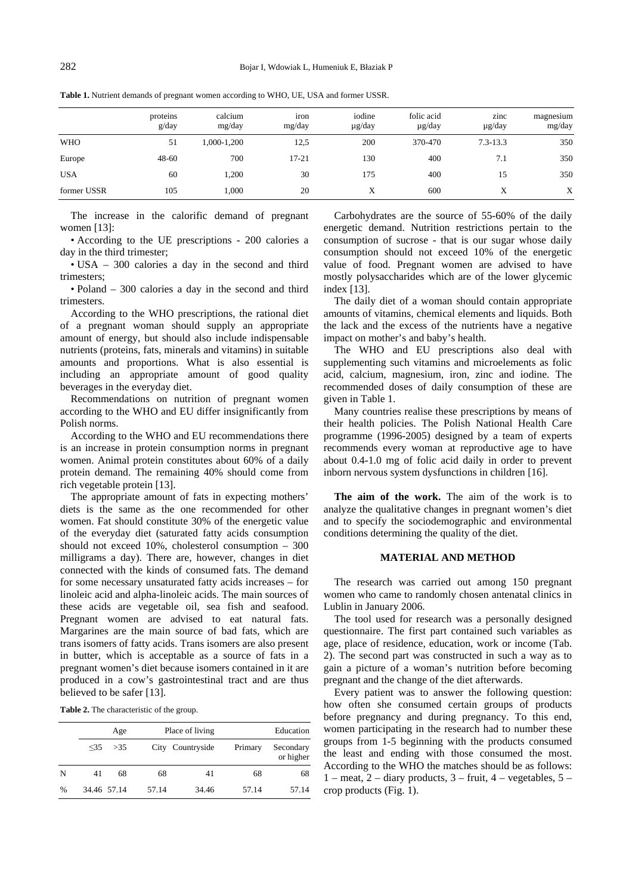**Table 1.** Nutrient demands of pregnant women according to WHO, UE, USA and former USSR.

| | proteins g/day | calcium mg/day | iron mg/day | iodine µg/day | folic acid µg/day | zinc µg/day | magnesium mg/day |
|---|---|---|---|---|---|---|---|
| WHO | 51 | 1,000-1,200 | 12,5 | 200 | 370-470 | 7.3-13.3 | 350 |
| Europe | 48-60 | 700 | 17-21 | 130 | 400 | 7.1 | 350 |
| USA | 60 | 1,200 | 30 | 175 | 400 | 15 | 350 |
| former USSR | 105 | 1,000 | 20 | X | 600 | X | X |

The increase in the calorific demand of pregnant women [13]:

- According to the UE prescriptions - 200 calories a day in the third trimester;
- USA – 300 calories a day in the second and third trimesters;
- Poland – 300 calories a day in the second and third trimesters.

According to the WHO prescriptions, the rational diet of a pregnant woman should supply an appropriate amount of energy, but should also include indispensable nutrients (proteins, fats, minerals and vitamins) in suitable amounts and proportions. What is also essential is including an appropriate amount of good quality beverages in the everyday diet.

Recommendations on nutrition of pregnant women according to the WHO and EU differ insignificantly from Polish norms.

According to the WHO and EU recommendations there is an increase in protein consumption norms in pregnant women. Animal protein constitutes about 60% of a daily protein demand. The remaining 40% should come from rich vegetable protein [13].

The appropriate amount of fats in expecting mothers' diets is the same as the one recommended for other women. Fat should constitute 30% of the energetic value of the everyday diet (saturated fatty acids consumption should not exceed 10%, cholesterol consumption – 300 milligrams a day). There are, however, changes in diet connected with the kinds of consumed fats. The demand for some necessary unsaturated fatty acids increases – for linoleic acid and alpha-linoleic acids. The main sources of these acids are vegetable oil, sea fish and seafood. Pregnant women are advised to eat natural fats. Margarines are the main source of bad fats, which are trans isomers of fatty acids. Trans isomers are also present in butter, which is acceptable as a source of fats in a pregnant women's diet because isomers contained in it are produced in a cow's gastrointestinal tract and are thus believed to be safer [13].

**Table 2.** The characteristic of the group.

| | Age | | Place of living | | Education | |
|---|---|---|---|---|---|---|
| | ≤35 | >35 | City | Countryside | Primary | Secondary or higher |
| N | 41 | 68 | 68 | 41 | 68 | 68 |
| % | 34.46 | 57.14 | 57.14 | 34.46 | 57.14 | 57.14 |

Carbohydrates are the source of 55-60% of the daily energetic demand. Nutrition restrictions pertain to the consumption of sucrose - that is our sugar whose daily consumption should not exceed 10% of the energetic value of food. Pregnant women are advised to have mostly polysaccharides which are of the lower glycemic index [13].

The daily diet of a woman should contain appropriate amounts of vitamins, chemical elements and liquids. Both the lack and the excess of the nutrients have a negative impact on mother's and baby's health.

The WHO and EU prescriptions also deal with supplementing such vitamins and microelements as folic acid, calcium, magnesium, iron, zinc and iodine. The recommended doses of daily consumption of these are given in Table 1.

Many countries realise these prescriptions by means of their health policies. The Polish National Health Care programme (1996-2005) designed by a team of experts recommends every woman at reproductive age to have about 0.4-1.0 mg of folic acid daily in order to prevent inborn nervous system dysfunctions in children [16].

**The aim of the work.** The aim of the work is to analyze the qualitative changes in pregnant women's diet and to specify the sociodemographic and environmental conditions determining the quality of the diet.

## MATERIAL AND METHOD

The research was carried out among 150 pregnant women who came to randomly chosen antenatal clinics in Lublin in January 2006.

The tool used for research was a personally designed questionnaire. The first part contained such variables as age, place of residence, education, work or income (Tab. 2). The second part was constructed in such a way as to gain a picture of a woman's nutrition before becoming pregnant and the change of the diet afterwards.

Every patient was to answer the following question: how often she consumed certain groups of products before pregnancy and during pregnancy. To this end, women participating in the research had to number these groups from 1-5 beginning with the products consumed the least and ending with those consumed the most. According to the WHO the matches should be as follows: 1 – meat, 2 – diary products, 3 – fruit, 4 – vegetables, 5 – crop products (Fig. 1).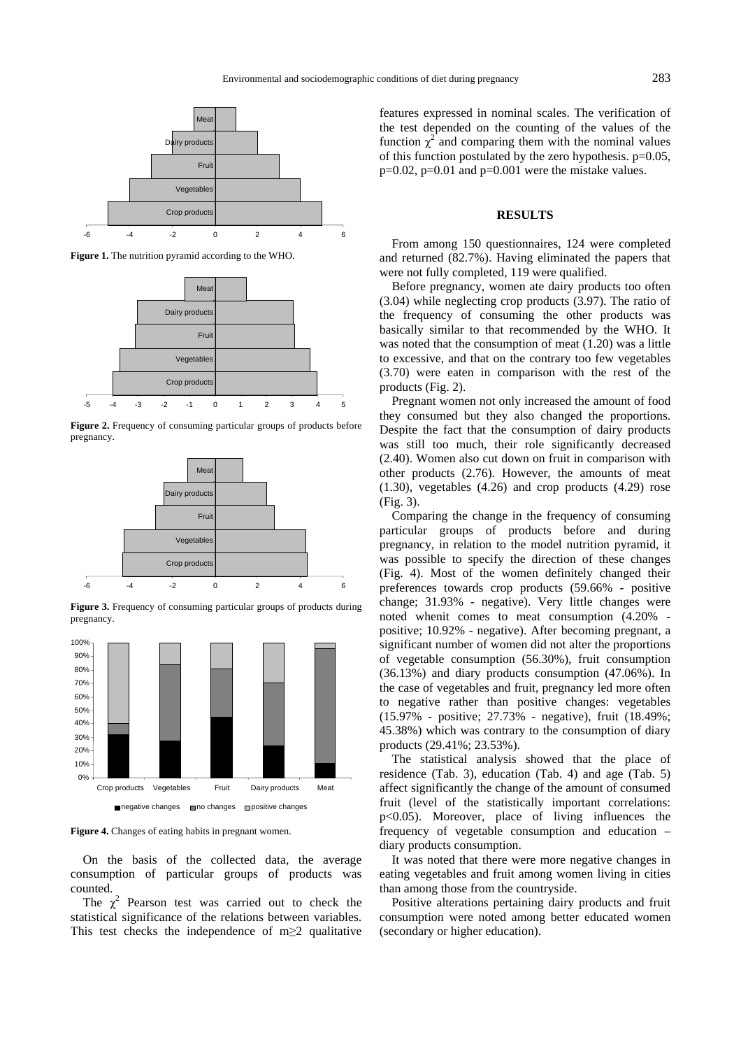**Figure 1.** The nutrition pyramid according to the WHO.

**Figure 2.** Frequency of consuming particular groups of products before pregnancy.

**Figure 3.** Frequency of consuming particular groups of products during pregnancy.

**Figure 4.** Changes of eating habits in pregnant women.

On the basis of the collected data, the average consumption of particular groups of products was counted.

The $\chi^2$ Pearson test was carried out to check the statistical significance of the relations between variables. This test checks the independence of $m \geq 2$ qualitative features expressed in nominal scales. The verification of the test depended on the counting of the values of the function $\chi^2$ and comparing them with the nominal values of this function postulated by the zero hypothesis. p=0.05, p=0.02, p=0.01 and p=0.001 were the mistake values.

## RESULTS

From among 150 questionnaires, 124 were completed and returned (82.7%). Having eliminated the papers that were not fully completed, 119 were qualified.

Before pregnancy, women ate dairy products too often (3.04) while neglecting crop products (3.97). The ratio of the frequency of consuming the other products was basically similar to that recommended by the WHO. It was noted that the consumption of meat (1.20) was a little to excessive, and that on the contrary too few vegetables (3.70) were eaten in comparison with the rest of the products (Fig. 2).

Pregnant women not only increased the amount of food they consumed but they also changed the proportions. Despite the fact that the consumption of dairy products was still too much, their role significantly decreased (2.40). Women also cut down on fruit in comparison with other products (2.76). However, the amounts of meat (1.30), vegetables (4.26) and crop products (4.29) rose (Fig. 3).

Comparing the change in the frequency of consuming particular groups of products before and during pregnancy, in relation to the model nutrition pyramid, it was possible to specify the direction of these changes (Fig. 4). Most of the women definitely changed their preferences towards crop products (59.66% - positive change; 31.93% - negative). Very little changes were noted whenit comes to meat consumption (4.20% - positive; 10.92% - negative). After becoming pregnant, a significant number of women did not alter the proportions of vegetable consumption (56.30%), fruit consumption (36.13%) and diary products consumption (47.06%). In the case of vegetables and fruit, pregnancy led more often to negative rather than positive changes: vegetables (15.97% - positive; 27.73% - negative), fruit (18.49%; 45.38%) which was contrary to the consumption of diary products (29.41%; 23.53%).

The statistical analysis showed that the place of residence (Tab. 3), education (Tab. 4) and age (Tab. 5) affect significantly the change of the amount of consumed fruit (level of the statistically important correlations: $p<0.05$). Moreover, place of living influences the frequency of vegetable consumption and education – diary products consumption.

It was noted that there were more negative changes in eating vegetables and fruit among women living in cities than among those from the countryside.

Positive alterations pertaining dairy products and fruit consumption were noted among better educated women (secondary or higher education).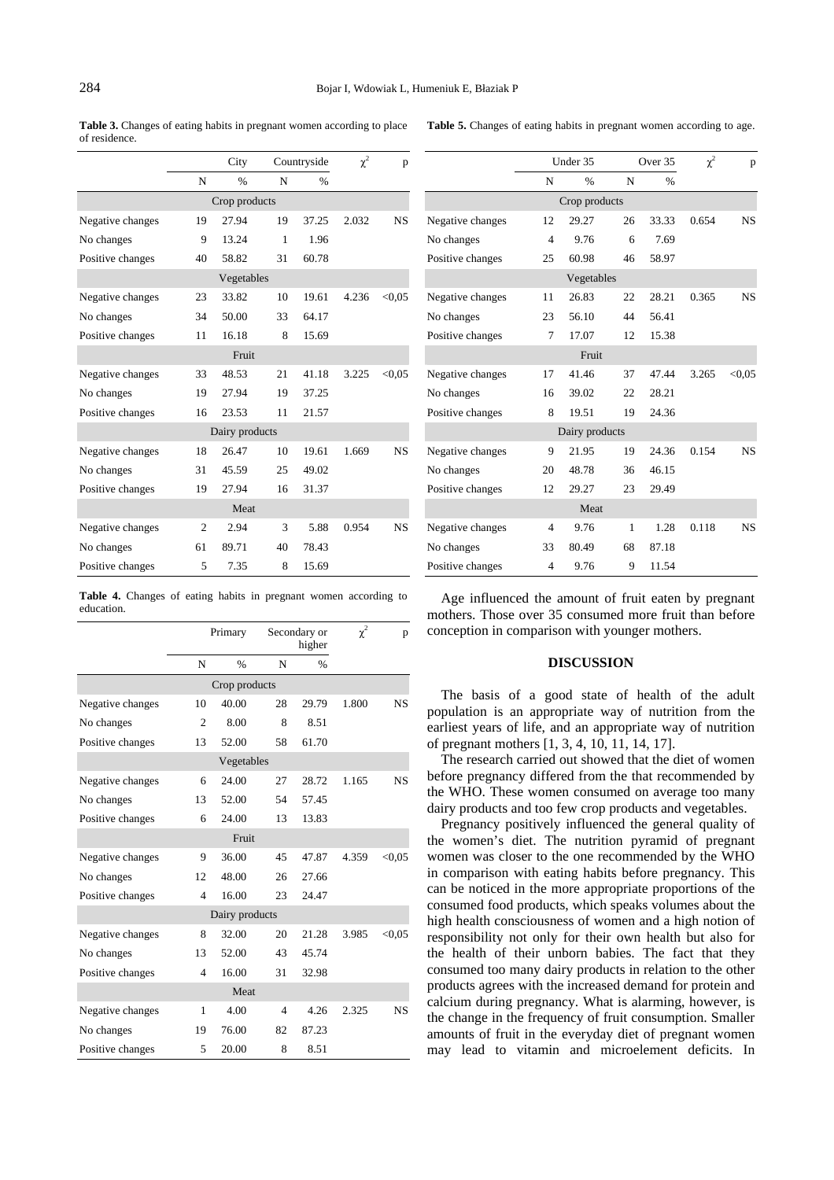**Table 3.** Changes of eating habits in pregnant women according to place of residence.

| | City | | Countryside | | $\chi^2$ | p |
|---|---|---|---|---|---|---|
| | N | % | N | % | | |
| **Crop products** | | | | | | |
| Negative changes | 19 | 27.94 | 19 | 37.25 | 2.032 | NS |
| No changes | 9 | 13.24 | 1 | 1.96 | | |
| Positive changes | 40 | 58.82 | 31 | 60.78 | | |
| **Vegetables** | | | | | | |
| Negative changes | 23 | 33.82 | 10 | 19.61 | 4.236 | <0,05 |
| No changes | 34 | 50.00 | 33 | 64.17 | | |
| Positive changes | 11 | 16.18 | 8 | 15.69 | | |
| **Fruit** | | | | | | |
| Negative changes | 33 | 48.53 | 21 | 41.18 | 3.225 | <0,05 |
| No changes | 19 | 27.94 | 19 | 37.25 | | |
| Positive changes | 16 | 23.53 | 11 | 21.57 | | |
| **Dairy products** | | | | | | |
| Negative changes | 18 | 26.47 | 10 | 19.61 | 1.669 | NS |
| No changes | 31 | 45.59 | 25 | 49.02 | | |
| Positive changes | 19 | 27.94 | 16 | 31.37 | | |
| **Meat** | | | | | | |
| Negative changes | 2 | 2.94 | 3 | 5.88 | 0.954 | NS |
| No changes | 61 | 89.71 | 40 | 78.43 | | |
| Positive changes | 5 | 7.35 | 8 | 15.69 | | |

**Table 4.** Changes of eating habits in pregnant women according to education.

| | Primary | | Secondary or higher | | $\chi^2$ | p |
|---|---|---|---|---|---|---|
| | N | % | N | % | | |
| **Crop products** | | | | | | |
| Negative changes | 10 | 40.00 | 28 | 29.79 | 1.800 | NS |
| No changes | 2 | 8.00 | 8 | 8.51 | | |
| Positive changes | 13 | 52.00 | 58 | 61.70 | | |
| **Vegetables** | | | | | | |
| Negative changes | 6 | 24.00 | 27 | 28.72 | 1.165 | NS |
| No changes | 13 | 52.00 | 54 | 57.45 | | |
| Positive changes | 6 | 24.00 | 13 | 13.83 | | |
| **Fruit** | | | | | | |
| Negative changes | 9 | 36.00 | 45 | 47.87 | 4.359 | <0,05 |
| No changes | 12 | 48.00 | 26 | 27.66 | | |
| Positive changes | 4 | 16.00 | 23 | 24.47 | | |
| **Dairy products** | | | | | | |
| Negative changes | 8 | 32.00 | 20 | 21.28 | 3.985 | <0,05 |
| No changes | 13 | 52.00 | 43 | 45.74 | | |
| Positive changes | 4 | 16.00 | 31 | 32.98 | | |
| **Meat** | | | | | | |
| Negative changes | 1 | 4.00 | 4 | 4.26 | 2.325 | NS |
| No changes | 19 | 76.00 | 82 | 87.23 | | |
| Positive changes | 5 | 20.00 | 8 | 8.51 | | |

**Table 5.** Changes of eating habits in pregnant women according to age.

| | Under 35 | | Over 35 | | $\chi^2$ | p |
|---|---|---|---|---|---|---|
| | N | % | N | % | | |
| **Crop products** | | | | | | |
| Negative changes | 12 | 29.27 | 26 | 33.33 | 0.654 | NS |
| No changes | 4 | 9.76 | 6 | 7.69 | | |
| Positive changes | 25 | 60.98 | 46 | 58.97 | | |
| **Vegetables** | | | | | | |
| Negative changes | 11 | 26.83 | 22 | 28.21 | 0.365 | NS |
| No changes | 23 | 56.10 | 44 | 56.41 | | |
| Positive changes | 7 | 17.07 | 12 | 15.38 | | |
| **Fruit** | | | | | | |
| Negative changes | 17 | 41.46 | 37 | 47.44 | 3.265 | <0,05 |
| No changes | 16 | 39.02 | 22 | 28.21 | | |
| Positive changes | 8 | 19.51 | 19 | 24.36 | | |
| **Dairy products** | | | | | | |
| Negative changes | 9 | 21.95 | 19 | 24.36 | 0.154 | NS |
| No changes | 20 | 48.78 | 36 | 46.15 | | |
| Positive changes | 12 | 29.27 | 23 | 29.49 | | |
| **Meat** | | | | | | |
| Negative changes | 4 | 9.76 | 1 | 1.28 | 0.118 | NS |
| No changes | 33 | 80.49 | 68 | 87.18 | | |
| Positive changes | 4 | 9.76 | 9 | 11.54 | | |

Age influenced the amount of fruit eaten by pregnant mothers. Those over 35 consumed more fruit than before conception in comparison with younger mothers.

## DISCUSSION

The basis of a good state of health of the adult population is an appropriate way of nutrition from the earliest years of life, and an appropriate way of nutrition of pregnant mothers [1, 3, 4, 10, 11, 14, 17].

The research carried out showed that the diet of women before pregnancy differed from the that recommended by the WHO. These women consumed on average too many dairy products and too few crop products and vegetables.

Pregnancy positively influenced the general quality of the women's diet. The nutrition pyramid of pregnant women was closer to the one recommended by the WHO in comparison with eating habits before pregnancy. This can be noticed in the more appropriate proportions of the consumed food products, which speaks volumes about the high health consciousness of women and a high notion of responsibility not only for their own health but also for the health of their unborn babies. The fact that they consumed too many dairy products in relation to the other products agrees with the increased demand for protein and calcium during pregnancy. What is alarming, however, is the change in the frequency of fruit consumption. Smaller amounts of fruit in the everyday diet of pregnant women may lead to vitamin and microelement deficits. In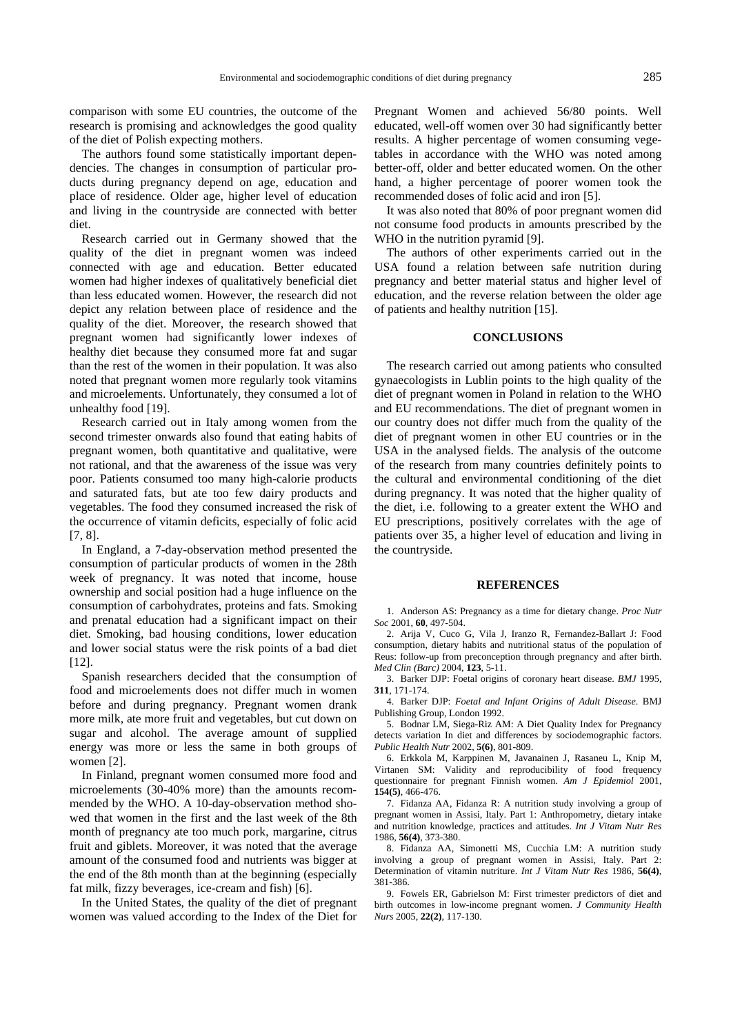comparison with some EU countries, the outcome of the research is promising and acknowledges the good quality of the diet of Polish expecting mothers.

The authors found some statistically important dependencies. The changes in consumption of particular products during pregnancy depend on age, education and place of residence. Older age, higher level of education and living in the countryside are connected with better diet.

Research carried out in Germany showed that the quality of the diet in pregnant women was indeed connected with age and education. Better educated women had higher indexes of qualitatively beneficial diet than less educated women. However, the research did not depict any relation between place of residence and the quality of the diet. Moreover, the research showed that pregnant women had significantly lower indexes of healthy diet because they consumed more fat and sugar than the rest of the women in their population. It was also noted that pregnant women more regularly took vitamins and microelements. Unfortunately, they consumed a lot of unhealthy food [19].

Research carried out in Italy among women from the second trimester onwards also found that eating habits of pregnant women, both quantitative and qualitative, were not rational, and that the awareness of the issue was very poor. Patients consumed too many high-calorie products and saturated fats, but ate too few dairy products and vegetables. The food they consumed increased the risk of the occurrence of vitamin deficits, especially of folic acid [7, 8].

In England, a 7-day-observation method presented the consumption of particular products of women in the 28th week of pregnancy. It was noted that income, house ownership and social position had a huge influence on the consumption of carbohydrates, proteins and fats. Smoking and prenatal education had a significant impact on their diet. Smoking, bad housing conditions, lower education and lower social status were the risk points of a bad diet [12].

Spanish researchers decided that the consumption of food and microelements does not differ much in women before and during pregnancy. Pregnant women drank more milk, ate more fruit and vegetables, but cut down on sugar and alcohol. The average amount of supplied energy was more or less the same in both groups of women [2].

In Finland, pregnant women consumed more food and microelements (30-40% more) than the amounts recommended by the WHO. A 10-day-observation method showed that women in the first and the last week of the 8th month of pregnancy ate too much pork, margarine, citrus fruit and giblets. Moreover, it was noted that the average amount of the consumed food and nutrients was bigger at the end of the 8th month than at the beginning (especially fat milk, fizzy beverages, ice-cream and fish) [6].

In the United States, the quality of the diet of pregnant women was valued according to the Index of the Diet for Pregnant Women and achieved 56/80 points. Well educated, well-off women over 30 had significantly better results. A higher percentage of women consuming vegetables in accordance with the WHO was noted among better-off, older and better educated women. On the other hand, a higher percentage of poorer women took the recommended doses of folic acid and iron [5].

It was also noted that 80% of poor pregnant women did not consume food products in amounts prescribed by the WHO in the nutrition pyramid [9].

The authors of other experiments carried out in the USA found a relation between safe nutrition during pregnancy and better material status and higher level of education, and the reverse relation between the older age of patients and healthy nutrition [15].

## CONCLUSIONS

The research carried out among patients who consulted gynaecologists in Lublin points to the high quality of the diet of pregnant women in Poland in relation to the WHO and EU recommendations. The diet of pregnant women in our country does not differ much from the quality of the diet of pregnant women in other EU countries or in the USA in the analysed fields. The analysis of the outcome of the research from many countries definitely points to the cultural and environmental conditioning of the diet during pregnancy. It was noted that the higher quality of the diet, i.e. following to a greater extent the WHO and EU prescriptions, positively correlates with the age of patients over 35, a higher level of education and living in the countryside.

## REFERENCES

1. Anderson AS: Pregnancy as a time for dietary change. *Proc Nutr Soc* 2001, **60**, 497-504.
2. Arija V, Cuco G, Vila J, Iranzo R, Fernandez-Ballart J: Food consumption, dietary habits and nutritional status of the population of Reus: follow-up from preconception through pregnancy and after birth. *Med Clin (Barc)* 2004, **123**, 5-11.
3. Barker DJP: Foetal origins of coronary heart disease. *BMJ* 1995, **311**, 171-174.
4. Barker DJP: *Foetal and Infant Origins of Adult Disease*. BMJ Publishing Group, London 1992.
5. Bodnar LM, Siega-Riz AM: A Diet Quality Index for Pregnancy detects variation In diet and differences by sociodemographic factors. *Public Health Nutr* 2002, **5(6)**, 801-809.
6. Erkkola M, Karppinen M, Javanainen J, Rasaneu L, Knip M, Virtanen SM: Validity and reproducibility of food frequency questionnaire for pregnant Finnish women. *Am J Epidemiol* 2001, **154(5)**, 466-476.
7. Fidanza AA, Fidanza R: A nutrition study involving a group of pregnant women in Assisi, Italy. Part 1: Anthropometry, dietary intake and nutrition knowledge, practices and attitudes. *Int J Vitam Nutr Res* 1986, **56(4)**, 373-380.
8. Fidanza AA, Simonetti MS, Cucchia LM: A nutrition study involving a group of pregnant women in Assisi, Italy. Part 2: Determination of vitamin nutriture. *Int J Vitam Nutr Res* 1986, **56(4)**, 381-386.
9. Fowels ER, Gabrielson M: First trimester predictors of diet and birth outcomes in low-income pregnant women. *J Community Health Nurs* 2005, **22(2)**, 117-130.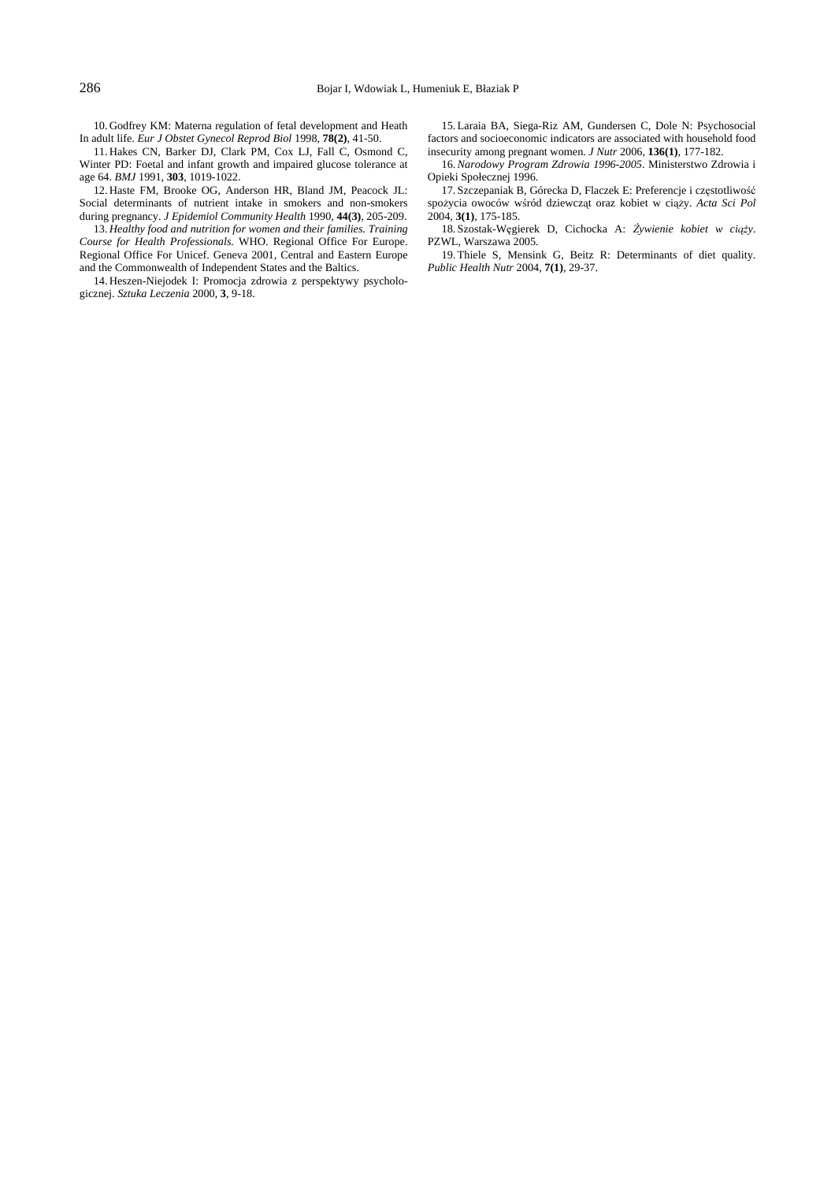10. Godfrey KM: Materna regulation of fetal development and Heath In adult life. *Eur J Obstet Gynecol Reprod Biol* 1998, **78(2)**, 41-50.

11. Hakes CN, Barker DJ, Clark PM, Cox LJ, Fall C, Osmond C, Winter PD: Foetal and infant growth and impaired glucose tolerance at age 64. *BMJ* 1991, **303**, 1019-1022.

12. Haste FM, Brooke OG, Anderson HR, Bland JM, Peacock JL: Social determinants of nutrient intake in smokers and non-smokers during pregnancy. *J Epidemiol Community Health* 1990, **44(3)**, 205-209.

13. *Healthy food and nutrition for women and their families. Training Course for Health Professionals.* WHO. Regional Office For Europe. Regional Office For Unicef. Geneva 2001, Central and Eastern Europe and the Commonwealth of Independent States and the Baltics.

14. Heszen-Niejodek I: Promocja zdrowia z perspektywy psychologicznej. *Sztuka Leczenia* 2000, **3**, 9-18.

15. Laraia BA, Siega-Riz AM, Gundersen C, Dole N: Psychosocial factors and socioeconomic indicators are associated with household food insecurity among pregnant women. *J Nutr* 2006, **136(1)**, 177-182.

16. *Narodowy Program Zdrowia 1996-2005*. Ministerstwo Zdrowia i Opieki Społecznej 1996.

17. Szczepaniak B, Górecka D, Flaczek E: Preferencje i częstotliwość spożycia owoców wśród dziewcząt oraz kobiet w ciąży. *Acta Sci Pol* 2004, **3(1)**, 175-185.

18. Szostak-Węgierek D, Cichocka A: *Żywienie kobiet w ciąży*. PZWL, Warszawa 2005.

19. Thiele S, Mensink G, Beitz R: Determinants of diet quality. *Public Health Nutr* 2004, **7(1)**, 29-37.